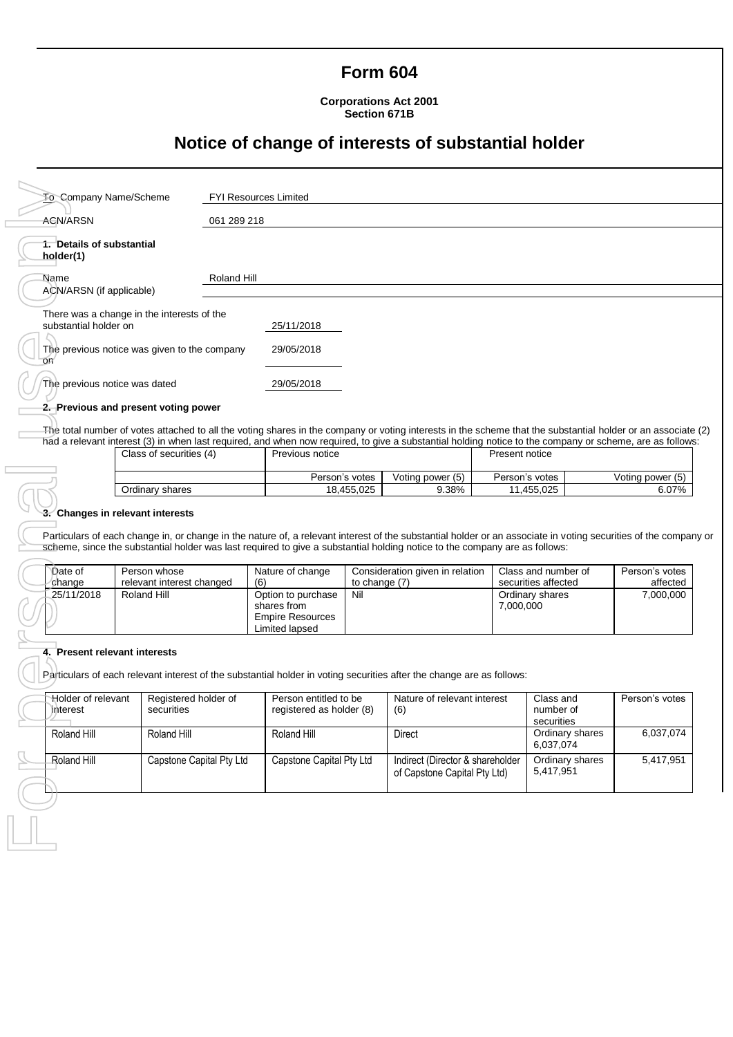# Form 604

**Corporations Act 2001**
**Section 671B**

## Notice of change of interests of substantial holder

| | |
|---|---|
| To Company Name/Scheme | FYI Resources Limited |
| ACN/ARSN | 061 289 218 |

**1. Details of substantial holder(1)**

| | |
|---|---|
| Name | Roland Hill |
| ACN/ARSN (if applicable) | |

| | |
|---|---|
| There was a change in the interests of the substantial holder on | 25/11/2018 |
| The previous notice was given to the company on | 29/05/2018 |
| The previous notice was dated | 29/05/2018 |

**2. Previous and present voting power**

The total number of votes attached to all the voting shares in the company or voting interests in the scheme that the substantial holder or an associate (2) had a relevant interest (3) in when last required, and when now required, to give a substantial holding notice to the company or scheme, are as follows:

| Class of securities (4) | Previous notice | | Present notice | |
|---|---|---|---|---|
| | Person's votes | Voting power (5) | Person's votes | Voting power (5) |
| Ordinary shares | 18,455,025 | 9.38% | 11,455,025 | 6.07% |

**3. Changes in relevant interests**

Particulars of each change in, or change in the nature of, a relevant interest of the substantial holder or an associate in voting securities of the company or scheme, since the substantial holder was last required to give a substantial holding notice to the company are as follows:

| Date of change | Person whose relevant interest changed | Nature of change (6) | Consideration given in relation to change (7) | Class and number of securities affected | Person's votes affected |
|---|---|---|---|---|---|
| 25/11/2018 | Roland Hill | Option to purchase shares from Empire Resources Limited lapsed | Nil | Ordinary shares 7,000,000 | 7,000,000 |

**4. Present relevant interests**

Particulars of each relevant interest of the substantial holder in voting securities after the change are as follows:

| Holder of relevant interest | Registered holder of securities | Person entitled to be registered as holder (8) | Nature of relevant interest (6) | Class and number of securities | Person's votes |
|---|---|---|---|---|---|
| Roland Hill | Roland Hill | Roland Hill | Direct | Ordinary shares 6,037,074 | 6,037,074 |
| Roland Hill | Capstone Capital Pty Ltd | Capstone Capital Pty Ltd | Indirect (Director & shareholder of Capstone Capital Pty Ltd) | Ordinary shares 5,417,951 | 5,417,951 |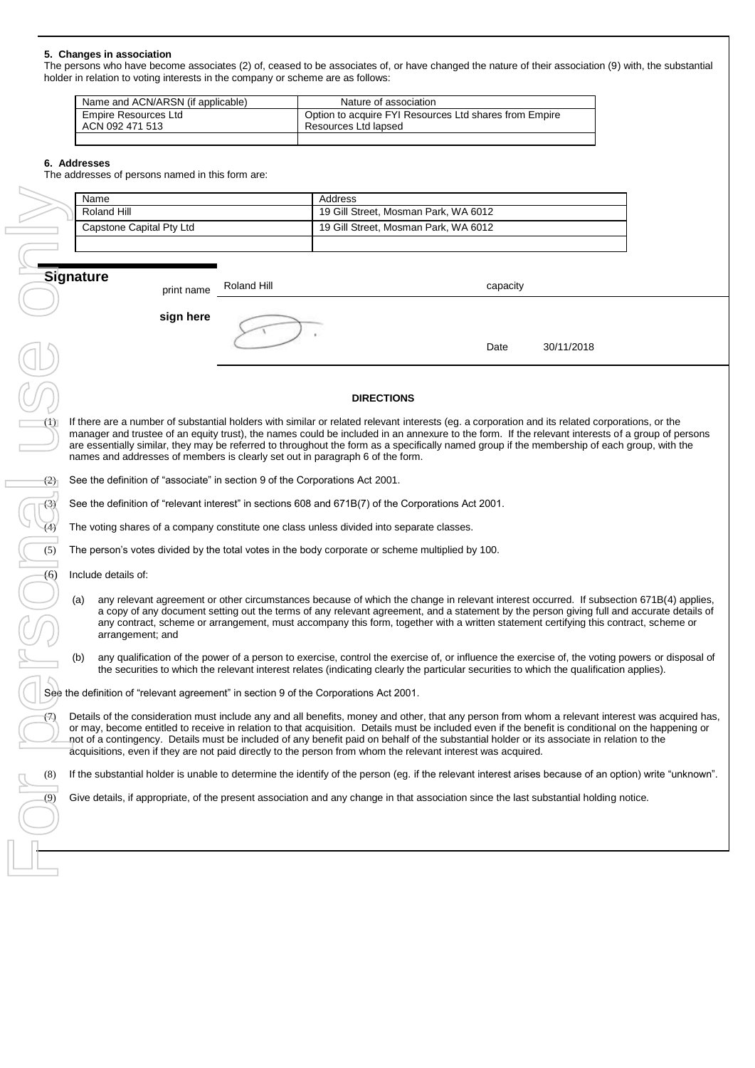### 5. Changes in association

The persons who have become associates (2) of, ceased to be associates of, or have changed the nature of their association (9) with, the substantial holder in relation to voting interests in the company or scheme are as follows:

| Name and ACN/ARSN (if applicable) | Nature of association |
|---|---|
| Empire Resources Ltd ACN 092 471 513 | Option to acquire FYI Resources Ltd shares from Empire Resources Ltd lapsed |
| | |

### 6. Addresses

The addresses of persons named in this form are:

| Name | Address |
|---|---|
| Roland Hill | 19 Gill Street, Mosman Park, WA 6012 |
| Capstone Capital Pty Ltd | 19 Gill Street, Mosman Park, WA 6012 |
| | |

## Signature

print name Roland Hill capacity

sign here

Date 30/11/2018

**DIRECTIONS**

(1) If there are a number of substantial holders with similar or related relevant interests (eg. a corporation and its related corporations, or the manager and trustee of an equity trust), the names could be included in an annexure to the form. If the relevant interests of a group of persons are essentially similar, they may be referred to throughout the form as a specifically named group if the membership of each group, with the names and addresses of members is clearly set out in paragraph 6 of the form.

(2) See the definition of "associate" in section 9 of the Corporations Act 2001.

(3) See the definition of "relevant interest" in sections 608 and 671B(7) of the Corporations Act 2001.

(4) The voting shares of a company constitute one class unless divided into separate classes.

(5) The person's votes divided by the total votes in the body corporate or scheme multiplied by 100.

(6) Include details of:

(a) any relevant agreement or other circumstances because of which the change in relevant interest occurred. If subsection 671B(4) applies, a copy of any document setting out the terms of any relevant agreement, and a statement by the person giving full and accurate details of any contract, scheme or arrangement, must accompany this form, together with a written statement certifying this contract, scheme or arrangement; and

(b) any qualification of the power of a person to exercise, control the exercise of, or influence the exercise of, the voting powers or disposal of the securities to which the relevant interest relates (indicating clearly the particular securities to which the qualification applies).

See the definition of "relevant agreement" in section 9 of the Corporations Act 2001.

(7) Details of the consideration must include any and all benefits, money and other, that any person from whom a relevant interest was acquired has, or may, become entitled to receive in relation to that acquisition. Details must be included even if the benefit is conditional on the happening or not of a contingency. Details must be included of any benefit paid on behalf of the substantial holder or its associate in relation to the acquisitions, even if they are not paid directly to the person from whom the relevant interest was acquired.

(8) If the substantial holder is unable to determine the identify of the person (eg. if the relevant interest arises because of an option) write "unknown".

(9) Give details, if appropriate, of the present association and any change in that association since the last substantial holding notice.